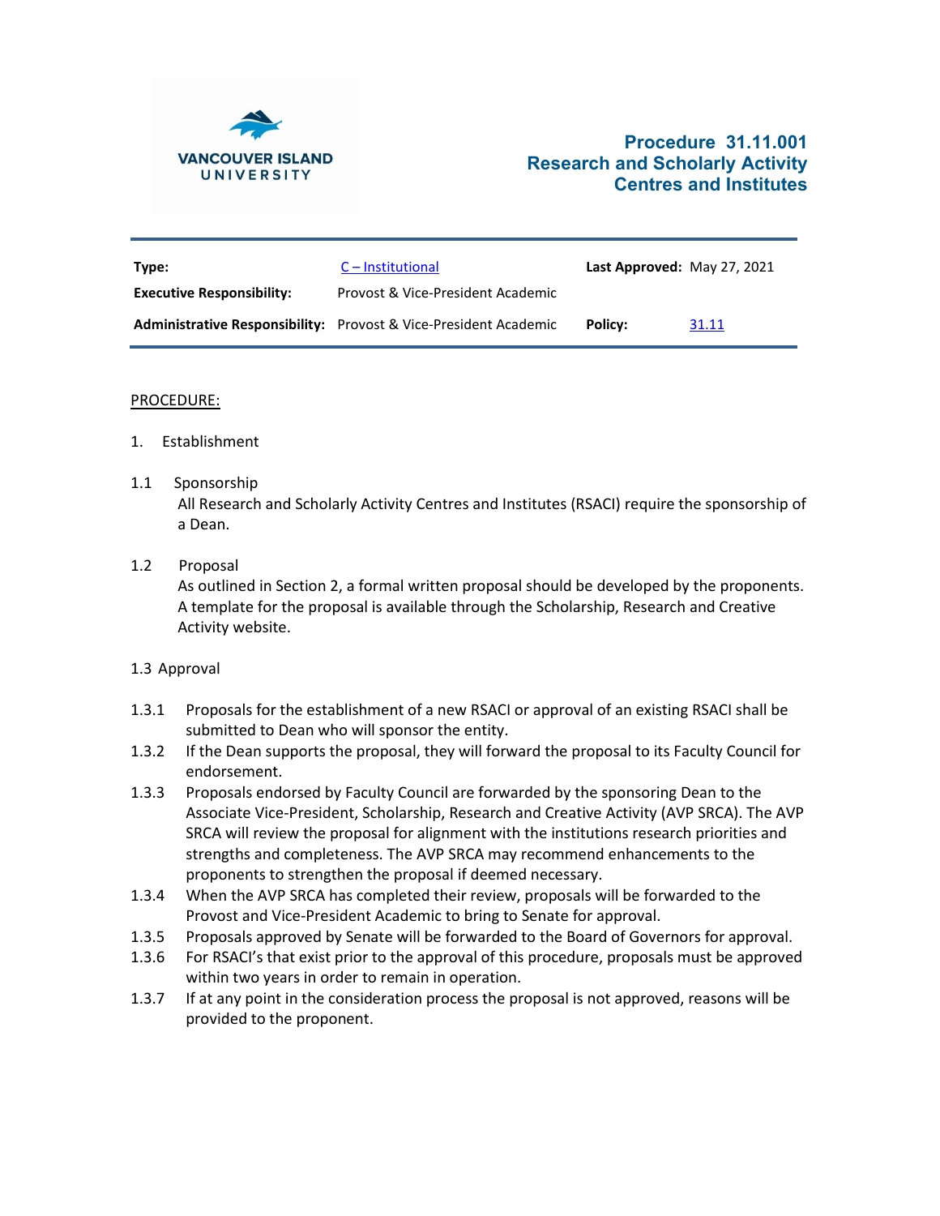# Procedure 31.11.001
# Research and Scholarly Activity Centres and Institutes

| **Type:** | C – Institutional | **Last Approved:** | May 27, 2021 |
|---|---|---|---|
| **Executive Responsibility:** | Provost & Vice-President Academic | | |
| **Administrative Responsibility:** | Provost & Vice-President Academic | **Policy:** | 31.11 |

## PROCEDURE:

1. Establishment

1.1 Sponsorship

All Research and Scholarly Activity Centres and Institutes (RSACI) require the sponsorship of a Dean.

1.2 Proposal

As outlined in Section 2, a formal written proposal should be developed by the proponents. A template for the proposal is available through the Scholarship, Research and Creative Activity website.

1.3 Approval

1.3.1 Proposals for the establishment of a new RSACI or approval of an existing RSACI shall be submitted to Dean who will sponsor the entity.

1.3.2 If the Dean supports the proposal, they will forward the proposal to its Faculty Council for endorsement.

1.3.3 Proposals endorsed by Faculty Council are forwarded by the sponsoring Dean to the Associate Vice-President, Scholarship, Research and Creative Activity (AVP SRCA). The AVP SRCA will review the proposal for alignment with the institutions research priorities and strengths and completeness. The AVP SRCA may recommend enhancements to the proponents to strengthen the proposal if deemed necessary.

1.3.4 When the AVP SRCA has completed their review, proposals will be forwarded to the Provost and Vice-President Academic to bring to Senate for approval.

1.3.5 Proposals approved by Senate will be forwarded to the Board of Governors for approval.

1.3.6 For RSACI's that exist prior to the approval of this procedure, proposals must be approved within two years in order to remain in operation.

1.3.7 If at any point in the consideration process the proposal is not approved, reasons will be provided to the proponent.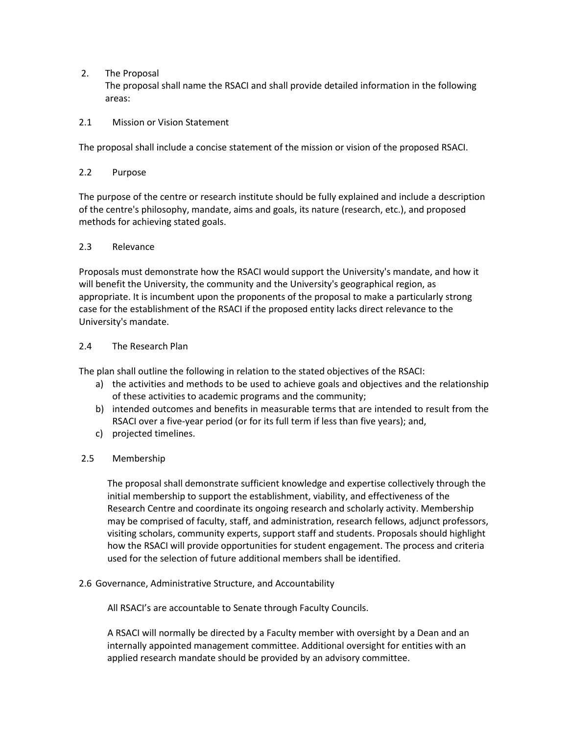## 2. The Proposal

The proposal shall name the RSACI and shall provide detailed information in the following areas:

### 2.1 Mission or Vision Statement

The proposal shall include a concise statement of the mission or vision of the proposed RSACI.

### 2.2 Purpose

The purpose of the centre or research institute should be fully explained and include a description of the centre's philosophy, mandate, aims and goals, its nature (research, etc.), and proposed methods for achieving stated goals.

### 2.3 Relevance

Proposals must demonstrate how the RSACI would support the University's mandate, and how it will benefit the University, the community and the University's geographical region, as appropriate. It is incumbent upon the proponents of the proposal to make a particularly strong case for the establishment of the RSACI if the proposed entity lacks direct relevance to the University's mandate.

### 2.4 The Research Plan

The plan shall outline the following in relation to the stated objectives of the RSACI:

a) the activities and methods to be used to achieve goals and objectives and the relationship of these activities to academic programs and the community;
b) intended outcomes and benefits in measurable terms that are intended to result from the RSACI over a five-year period (or for its full term if less than five years); and,
c) projected timelines.

### 2.5 Membership

The proposal shall demonstrate sufficient knowledge and expertise collectively through the initial membership to support the establishment, viability, and effectiveness of the Research Centre and coordinate its ongoing research and scholarly activity. Membership may be comprised of faculty, staff, and administration, research fellows, adjunct professors, visiting scholars, community experts, support staff and students. Proposals should highlight how the RSACI will provide opportunities for student engagement. The process and criteria used for the selection of future additional members shall be identified.

### 2.6 Governance, Administrative Structure, and Accountability

All RSACI's are accountable to Senate through Faculty Councils.

A RSACI will normally be directed by a Faculty member with oversight by a Dean and an internally appointed management committee. Additional oversight for entities with an applied research mandate should be provided by an advisory committee.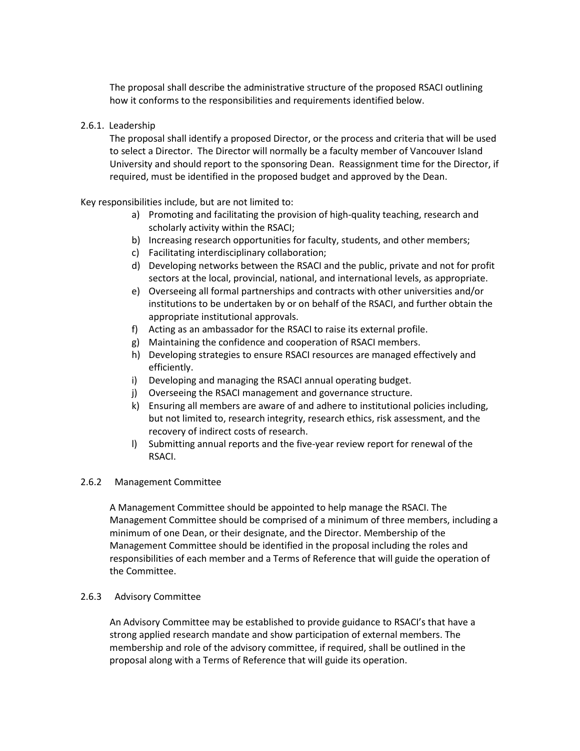The proposal shall describe the administrative structure of the proposed RSACI outlining how it conforms to the responsibilities and requirements identified below.

### 2.6.1. Leadership

The proposal shall identify a proposed Director, or the process and criteria that will be used to select a Director. The Director will normally be a faculty member of Vancouver Island University and should report to the sponsoring Dean. Reassignment time for the Director, if required, must be identified in the proposed budget and approved by the Dean.

Key responsibilities include, but are not limited to:

a) Promoting and facilitating the provision of high-quality teaching, research and scholarly activity within the RSACI;
b) Increasing research opportunities for faculty, students, and other members;
c) Facilitating interdisciplinary collaboration;
d) Developing networks between the RSACI and the public, private and not for profit sectors at the local, provincial, national, and international levels, as appropriate.
e) Overseeing all formal partnerships and contracts with other universities and/or institutions to be undertaken by or on behalf of the RSACI, and further obtain the appropriate institutional approvals.
f) Acting as an ambassador for the RSACI to raise its external profile.
g) Maintaining the confidence and cooperation of RSACI members.
h) Developing strategies to ensure RSACI resources are managed effectively and efficiently.
i) Developing and managing the RSACI annual operating budget.
j) Overseeing the RSACI management and governance structure.
k) Ensuring all members are aware of and adhere to institutional policies including, but not limited to, research integrity, research ethics, risk assessment, and the recovery of indirect costs of research.
l) Submitting annual reports and the five-year review report for renewal of the RSACI.

### 2.6.2 Management Committee

A Management Committee should be appointed to help manage the RSACI. The Management Committee should be comprised of a minimum of three members, including a minimum of one Dean, or their designate, and the Director. Membership of the Management Committee should be identified in the proposal including the roles and responsibilities of each member and a Terms of Reference that will guide the operation of the Committee.

### 2.6.3 Advisory Committee

An Advisory Committee may be established to provide guidance to RSACI's that have a strong applied research mandate and show participation of external members. The membership and role of the advisory committee, if required, shall be outlined in the proposal along with a Terms of Reference that will guide its operation.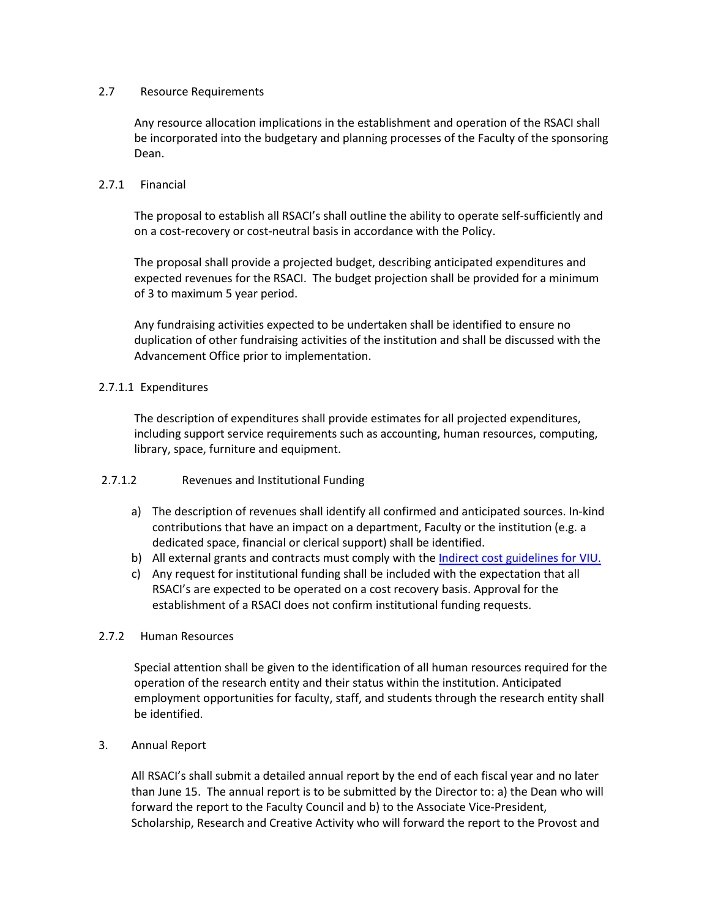### 2.7 Resource Requirements

Any resource allocation implications in the establishment and operation of the RSACI shall be incorporated into the budgetary and planning processes of the Faculty of the sponsoring Dean.

#### 2.7.1 Financial

The proposal to establish all RSACI's shall outline the ability to operate self-sufficiently and on a cost-recovery or cost-neutral basis in accordance with the Policy.

The proposal shall provide a projected budget, describing anticipated expenditures and expected revenues for the RSACI. The budget projection shall be provided for a minimum of 3 to maximum 5 year period.

Any fundraising activities expected to be undertaken shall be identified to ensure no duplication of other fundraising activities of the institution and shall be discussed with the Advancement Office prior to implementation.

##### 2.7.1.1 Expenditures

The description of expenditures shall provide estimates for all projected expenditures, including support service requirements such as accounting, human resources, computing, library, space, furniture and equipment.

##### 2.7.1.2 Revenues and Institutional Funding

a) The description of revenues shall identify all confirmed and anticipated sources. In-kind contributions that have an impact on a department, Faculty or the institution (e.g. a dedicated space, financial or clerical support) shall be identified.
b) All external grants and contracts must comply with the Indirect cost guidelines for VIU.
c) Any request for institutional funding shall be included with the expectation that all RSACI's are expected to be operated on a cost recovery basis. Approval for the establishment of a RSACI does not confirm institutional funding requests.

#### 2.7.2 Human Resources

Special attention shall be given to the identification of all human resources required for the operation of the research entity and their status within the institution. Anticipated employment opportunities for faculty, staff, and students through the research entity shall be identified.

## 3. Annual Report

All RSACI's shall submit a detailed annual report by the end of each fiscal year and no later than June 15. The annual report is to be submitted by the Director to: a) the Dean who will forward the report to the Faculty Council and b) to the Associate Vice-President, Scholarship, Research and Creative Activity who will forward the report to the Provost and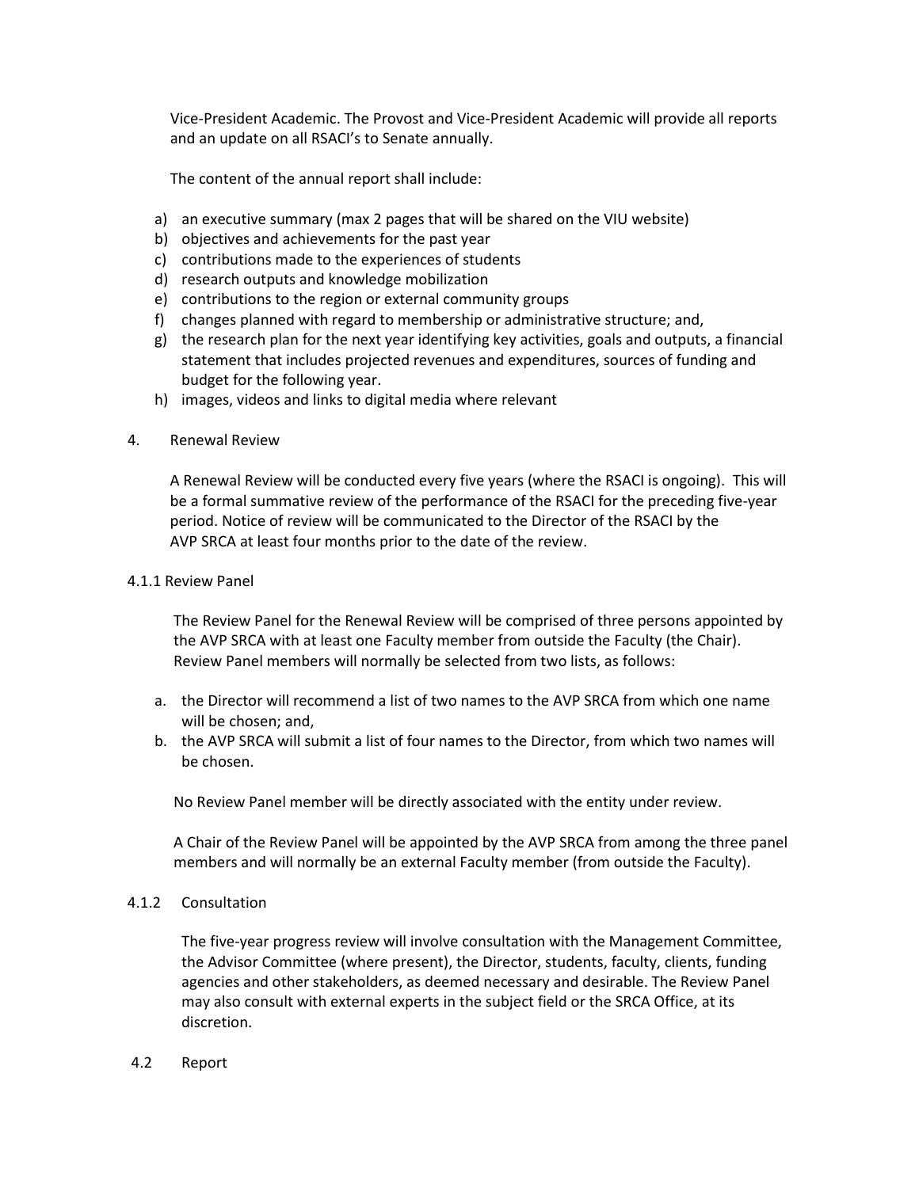Vice-President Academic. The Provost and Vice-President Academic will provide all reports and an update on all RSACI's to Senate annually.

The content of the annual report shall include:

a) an executive summary (max 2 pages that will be shared on the VIU website)
b) objectives and achievements for the past year
c) contributions made to the experiences of students
d) research outputs and knowledge mobilization
e) contributions to the region or external community groups
f) changes planned with regard to membership or administrative structure; and,
g) the research plan for the next year identifying key activities, goals and outputs, a financial statement that includes projected revenues and expenditures, sources of funding and budget for the following year.
h) images, videos and links to digital media where relevant

## 4. Renewal Review

A Renewal Review will be conducted every five years (where the RSACI is ongoing). This will be a formal summative review of the performance of the RSACI for the preceding five-year period. Notice of review will be communicated to the Director of the RSACI by the AVP SRCA at least four months prior to the date of the review.

### 4.1.1 Review Panel

The Review Panel for the Renewal Review will be comprised of three persons appointed by the AVP SRCA with at least one Faculty member from outside the Faculty (the Chair). Review Panel members will normally be selected from two lists, as follows:

a. the Director will recommend a list of two names to the AVP SRCA from which one name will be chosen; and,
b. the AVP SRCA will submit a list of four names to the Director, from which two names will be chosen.

No Review Panel member will be directly associated with the entity under review.

A Chair of the Review Panel will be appointed by the AVP SRCA from among the three panel members and will normally be an external Faculty member (from outside the Faculty).

### 4.1.2 Consultation

The five-year progress review will involve consultation with the Management Committee, the Advisor Committee (where present), the Director, students, faculty, clients, funding agencies and other stakeholders, as deemed necessary and desirable. The Review Panel may also consult with external experts in the subject field or the SRCA Office, at its discretion.

### 4.2 Report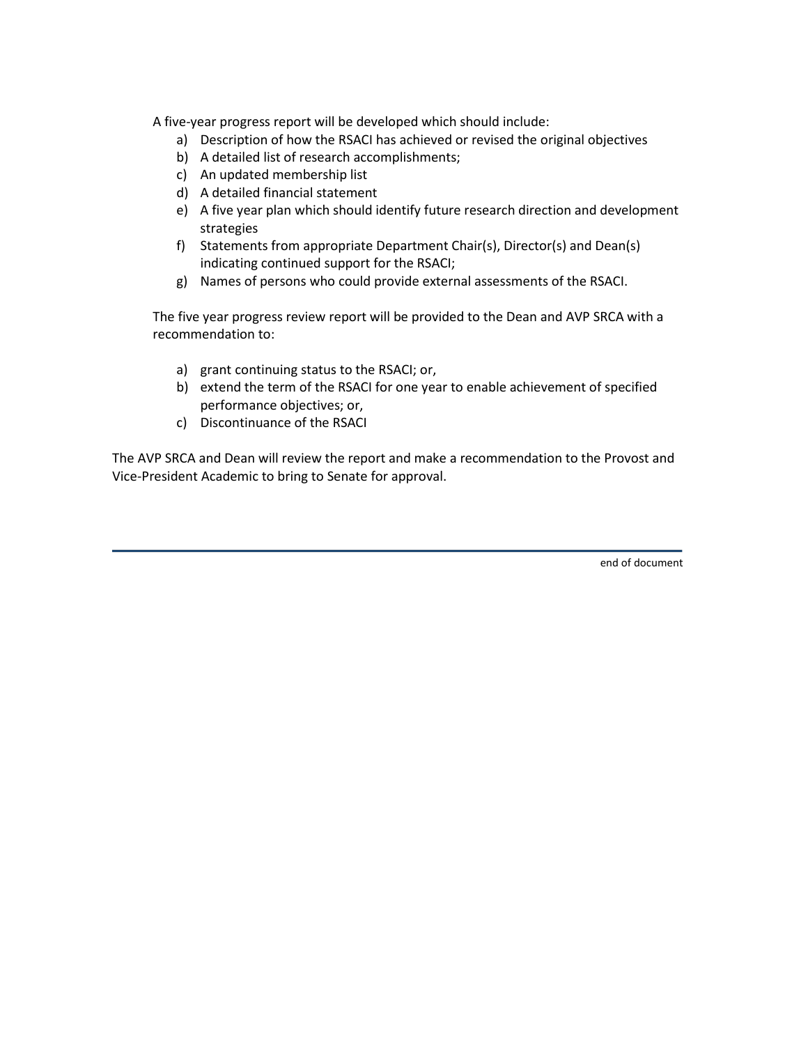A five-year progress report will be developed which should include:

a) Description of how the RSACI has achieved or revised the original objectives
b) A detailed list of research accomplishments;
c) An updated membership list
d) A detailed financial statement
e) A five year plan which should identify future research direction and development strategies
f) Statements from appropriate Department Chair(s), Director(s) and Dean(s) indicating continued support for the RSACI;
g) Names of persons who could provide external assessments of the RSACI.

The five year progress review report will be provided to the Dean and AVP SRCA with a recommendation to:

a) grant continuing status to the RSACI; or,
b) extend the term of the RSACI for one year to enable achievement of specified performance objectives; or,
c) Discontinuance of the RSACI

The AVP SRCA and Dean will review the report and make a recommendation to the Provost and Vice-President Academic to bring to Senate for approval.

---

end of document